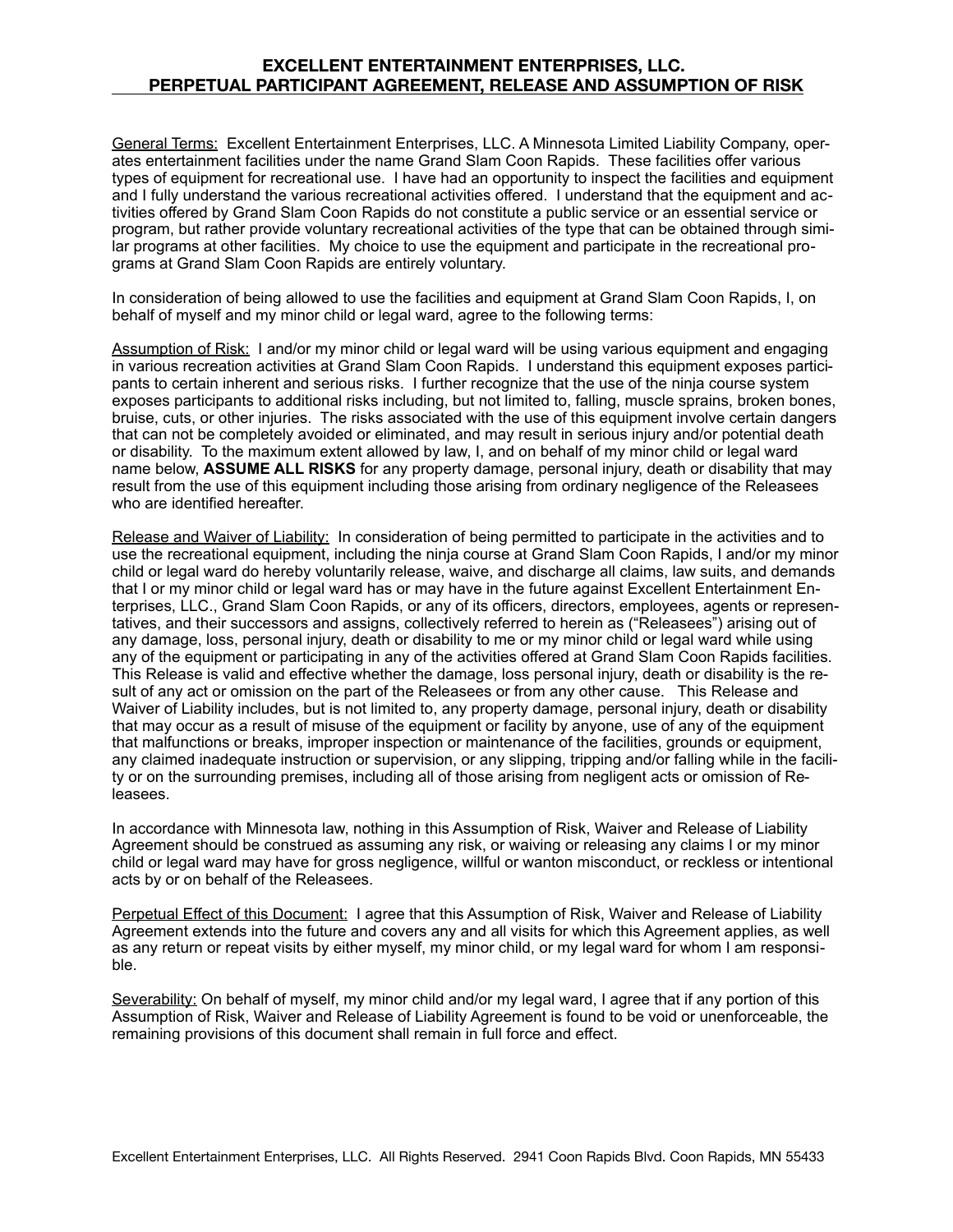# EXCELLENT ENTERTAINMENT ENTERPRISES, LLC.
## PERPETUAL PARTICIPANT AGREEMENT, RELEASE AND ASSUMPTION OF RISK

General Terms: Excellent Entertainment Enterprises, LLC. A Minnesota Limited Liability Company, operates entertainment facilities under the name Grand Slam Coon Rapids. These facilities offer various types of equipment for recreational use. I have had an opportunity to inspect the facilities and equipment and I fully understand the various recreational activities offered. I understand that the equipment and activities offered by Grand Slam Coon Rapids do not constitute a public service or an essential service or program, but rather provide voluntary recreational activities of the type that can be obtained through similar programs at other facilities. My choice to use the equipment and participate in the recreational programs at Grand Slam Coon Rapids are entirely voluntary.

In consideration of being allowed to use the facilities and equipment at Grand Slam Coon Rapids, I, on behalf of myself and my minor child or legal ward, agree to the following terms:

Assumption of Risk: I and/or my minor child or legal ward will be using various equipment and engaging in various recreation activities at Grand Slam Coon Rapids. I understand this equipment exposes participants to certain inherent and serious risks. I further recognize that the use of the ninja course system exposes participants to additional risks including, but not limited to, falling, muscle sprains, broken bones, bruise, cuts, or other injuries. The risks associated with the use of this equipment involve certain dangers that can not be completely avoided or eliminated, and may result in serious injury and/or potential death or disability. To the maximum extent allowed by law, I, and on behalf of my minor child or legal ward name below, **ASSUME ALL RISKS** for any property damage, personal injury, death or disability that may result from the use of this equipment including those arising from ordinary negligence of the Releasees who are identified hereafter.

Release and Waiver of Liability: In consideration of being permitted to participate in the activities and to use the recreational equipment, including the ninja course at Grand Slam Coon Rapids, I and/or my minor child or legal ward do hereby voluntarily release, waive, and discharge all claims, law suits, and demands that I or my minor child or legal ward has or may have in the future against Excellent Entertainment Enterprises, LLC., Grand Slam Coon Rapids, or any of its officers, directors, employees, agents or representatives, and their successors and assigns, collectively referred to herein as ("Releasees") arising out of any damage, loss, personal injury, death or disability to me or my minor child or legal ward while using any of the equipment or participating in any of the activities offered at Grand Slam Coon Rapids facilities. This Release is valid and effective whether the damage, loss personal injury, death or disability is the result of any act or omission on the part of the Releasees or from any other cause. This Release and Waiver of Liability includes, but is not limited to, any property damage, personal injury, death or disability that may occur as a result of misuse of the equipment or facility by anyone, use of any of the equipment that malfunctions or breaks, improper inspection or maintenance of the facilities, grounds or equipment, any claimed inadequate instruction or supervision, or any slipping, tripping and/or falling while in the facility or on the surrounding premises, including all of those arising from negligent acts or omission of Releasees.

In accordance with Minnesota law, nothing in this Assumption of Risk, Waiver and Release of Liability Agreement should be construed as assuming any risk, or waiving or releasing any claims I or my minor child or legal ward may have for gross negligence, willful or wanton misconduct, or reckless or intentional acts by or on behalf of the Releasees.

Perpetual Effect of this Document: I agree that this Assumption of Risk, Waiver and Release of Liability Agreement extends into the future and covers any and all visits for which this Agreement applies, as well as any return or repeat visits by either myself, my minor child, or my legal ward for whom I am responsible.

Severability: On behalf of myself, my minor child and/or my legal ward, I agree that if any portion of this Assumption of Risk, Waiver and Release of Liability Agreement is found to be void or unenforceable, the remaining provisions of this document shall remain in full force and effect.

Excellent Entertainment Enterprises, LLC. All Rights Reserved. 2941 Coon Rapids Blvd. Coon Rapids, MN 55433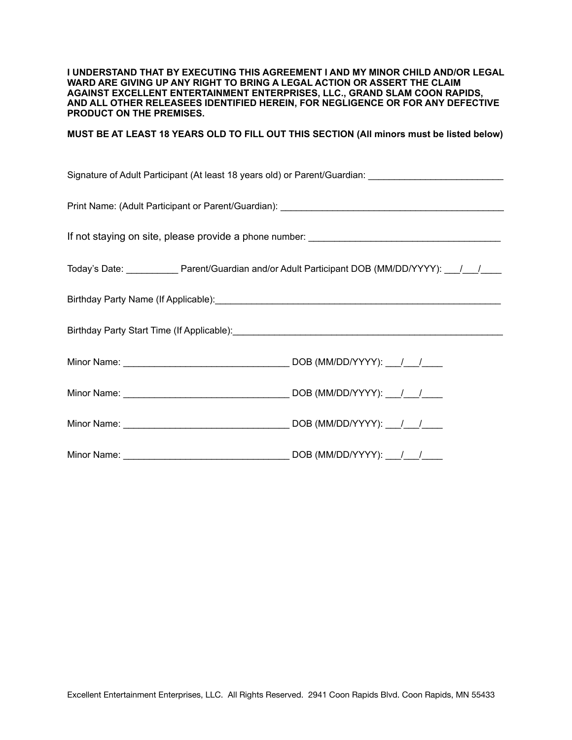**I UNDERSTAND THAT BY EXECUTING THIS AGREEMENT I AND MY MINOR CHILD AND/OR LEGAL WARD ARE GIVING UP ANY RIGHT TO BRING A LEGAL ACTION OR ASSERT THE CLAIM AGAINST EXCELLENT ENTERTAINMENT ENTERPRISES, LLC., GRAND SLAM COON RAPIDS, AND ALL OTHER RELEASEES IDENTIFIED HEREIN, FOR NEGLIGENCE OR FOR ANY DEFECTIVE PRODUCT ON THE PREMISES.**

**MUST BE AT LEAST 18 YEARS OLD TO FILL OUT THIS SECTION (All minors must be listed below)**

Signature of Adult Participant (At least 18 years old) or Parent/Guardian: __________________________

Print Name: (Adult Participant or Parent/Guardian): ____________________________________________

If not staying on site, please provide a phone number: ____________________________________

Today's Date: __________ Parent/Guardian and/or Adult Participant DOB (MM/DD/YYYY): ___/___/____

Birthday Party Name (If Applicable):_________________________________________________________

Birthday Party Start Time (If Applicable):_____________________________________________________

Minor Name: ________________________________ DOB (MM/DD/YYYY): ___/___/____

Minor Name: ________________________________ DOB (MM/DD/YYYY): ___/___/____

Minor Name: ________________________________ DOB (MM/DD/YYYY): ___/___/____

Minor Name: ________________________________ DOB (MM/DD/YYYY): ___/___/____

Excellent Entertainment Enterprises, LLC. All Rights Reserved. 2941 Coon Rapids Blvd. Coon Rapids, MN 55433